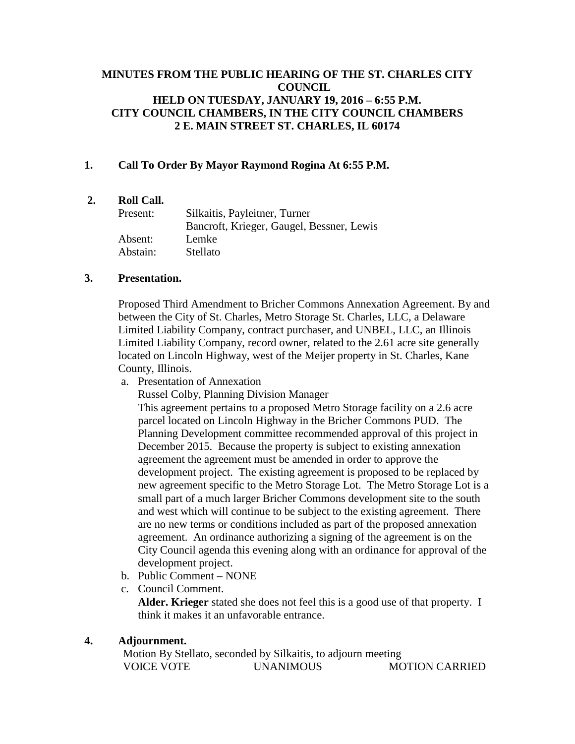# MINUTES FROM THE PUBLIC HEARING OF THE ST. CHARLES CITY COUNCIL
# HELD ON TUESDAY, JANUARY 19, 2016 – 6:55 P.M.
# CITY COUNCIL CHAMBERS, IN THE CITY COUNCIL CHAMBERS
# 2 E. MAIN STREET ST. CHARLES, IL 60174

**1. Call To Order By Mayor Raymond Rogina At 6:55 P.M.**

**2. Roll Call.**

| | |
|---|---|
| Present: | Silkaitis, Payleitner, Turner |
| | Bancroft, Krieger, Gaugel, Bessner, Lewis |
| Absent: | Lemke |
| Abstain: | Stellato |

**3. Presentation.**

Proposed Third Amendment to Bricher Commons Annexation Agreement. By and between the City of St. Charles, Metro Storage St. Charles, LLC, a Delaware Limited Liability Company, contract purchaser, and UNBEL, LLC, an Illinois Limited Liability Company, record owner, related to the 2.61 acre site generally located on Lincoln Highway, west of the Meijer property in St. Charles, Kane County, Illinois.

a. Presentation of Annexation
   Russel Colby, Planning Division Manager
   This agreement pertains to a proposed Metro Storage facility on a 2.6 acre parcel located on Lincoln Highway in the Bricher Commons PUD. The Planning Development committee recommended approval of this project in December 2015. Because the property is subject to existing annexation agreement the agreement must be amended in order to approve the development project. The existing agreement is proposed to be replaced by new agreement specific to the Metro Storage Lot. The Metro Storage Lot is a small part of a much larger Bricher Commons development site to the south and west which will continue to be subject to the existing agreement. There are no new terms or conditions included as part of the proposed annexation agreement. An ordinance authorizing a signing of the agreement is on the City Council agenda this evening along with an ordinance for approval of the development project.
b. Public Comment – NONE
c. Council Comment.
   **Alder. Krieger** stated she does not feel this is a good use of that property. I think it makes it an unfavorable entrance.

**4. Adjournment.**

Motion By Stellato, seconded by Silkaitis, to adjourn meeting
VOICE VOTE UNANIMOUS MOTION CARRIED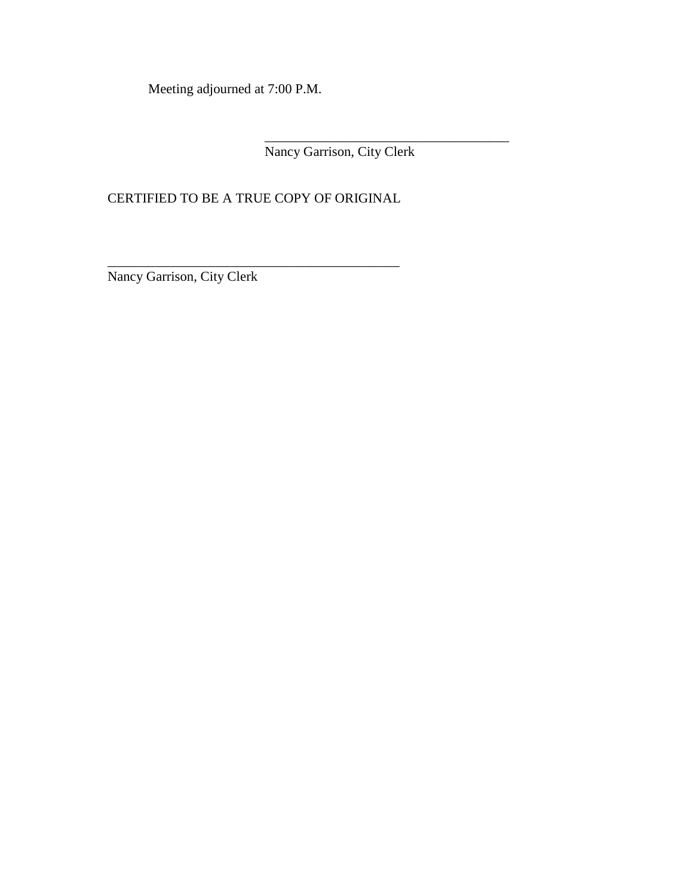Meeting adjourned at 7:00 P.M.

_____________________________________
Nancy Garrison, City Clerk

CERTIFIED TO BE A TRUE COPY OF ORIGINAL

_____________________________________________
Nancy Garrison, City Clerk